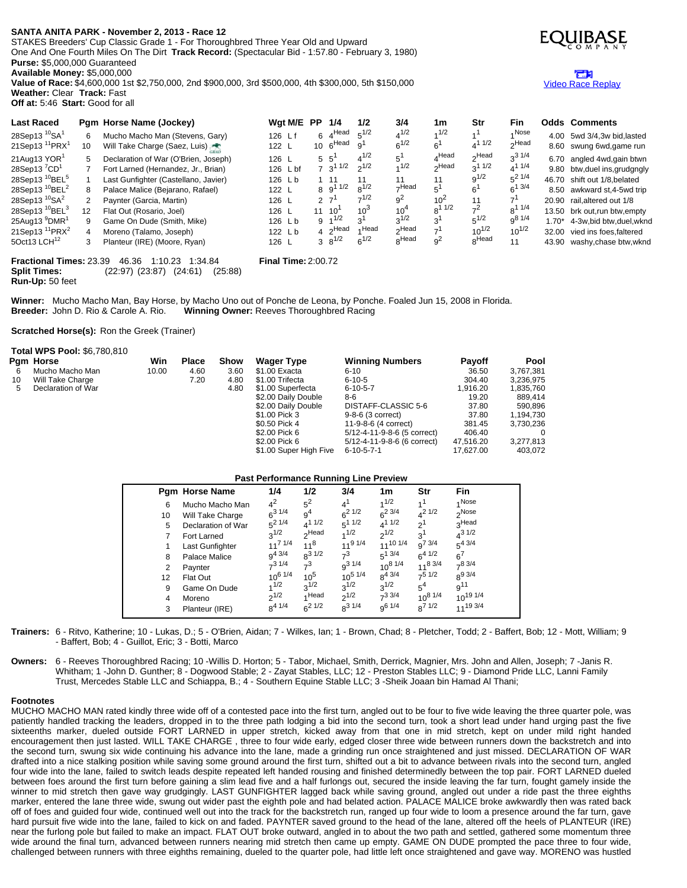**SANTA ANITA PARK - November 2, 2013 - Race 12**
STAKES Breeders' Cup Classic Grade 1 - For Thoroughbred Three Year Old and Upward
One And One Fourth Miles On The Dirt **Track Record:** (Spectacular Bid - 1:57.80 - February 3, 1980)
**Purse:** $5,000,000 Guaranteed
**Available Money:** $5,000,000
**Value of Race:** $4,600,000 1st $2,750,000, 2nd $900,000, 3rd $500,000, 4th $300,000, 5th $150,000
**Weather:** Clear **Track:** Fast
**Off at:** 5:46 **Start:** Good for all

EQUIBASE COMPANY

Video Race Replay

| Last Raced | Pgm | Horse Name (Jockey) | Wgt M/E | PP | 1/4 | 1/2 | 3/4 | 1m | Str | Fin | Odds | Comments |
|---|---|---|---|---|---|---|---|---|---|---|---|---|
| 28Sep13 10SA1 | 6 | Mucho Macho Man (Stevens, Gary) | 126 L f | 6 | 4Head | 51/2 | 41/2 | 11/2 | 11 | 1Nose | 4.00 | 5wd 3/4,3w bid,lasted |
| 21Sep13 11PRX1 | 10 | Will Take Charge (Saez, Luis) | 122 L | 10 | 6Head | 91 | 61/2 | 61 | 41 1/2 | 2Head | 8.60 | swung 6wd,game run |
| 21Aug13 YOR1 | 5 | Declaration of War (O'Brien, Joseph) | 126 L | 5 | 51 | 41/2 | 51 | 4Head | 2Head | 33 1/4 | 6.70 | angled 4wd,gain btwn |
| 28Sep13 7CD1 | 7 | Fort Larned (Hernandez, Jr., Brian) | 126 L bf | 7 | 31 1/2 | 21/2 | 11/2 | 2Head | 31 1/2 | 41 1/4 | 9.80 | btw,duel ins,grudgngly |
| 28Sep13 10BEL5 | 1 | Last Gunfighter (Castellano, Javier) | 126 L b | 1 | 11 | 11 | 11 | 11 | 91/2 | 52 1/4 | 46.70 | shift out 1/8,belated |
| 28Sep13 10BEL2 | 8 | Palace Malice (Bejarano, Rafael) | 122 L | 8 | 91 1/2 | 81/2 | 7Head | 51 | 61 | 61 3/4 | 8.50 | awkward st,4-5wd trip |
| 28Sep13 10SA2 | 2 | Paynter (Garcia, Martin) | 126 L | 2 | 71 | 71/2 | 92 | 102 | 11 | 71 | 20.90 | rail,altered out 1/8 |
| 28Sep13 10BEL3 | 12 | Flat Out (Rosario, Joel) | 126 L | 11 | 101 | 103 | 104 | 81 1/2 | 72 | 81 1/4 | 13.50 | brk out,run btw,empty |
| 25Aug13 9DMR1 | 9 | Game On Dude (Smith, Mike) | 126 L b | 9 | 11/2 | 31 | 31/2 | 31 | 51/2 | 98 1/4 | 1.70* | 4-3w,bid btw,duel,wknd |
| 21Sep13 11PRX2 | 4 | Moreno (Talamo, Joseph) | 122 L b | 4 | 2Head | 1Head | 2Head | 71 | 101/2 | 101/2 | 32.00 | vied ins foes,faltered |
| 5Oct13 LCH12 | 3 | Planteur (IRE) (Moore, Ryan) | 126 L | 3 | 81/2 | 61/2 | 8Head | 92 | 8Head | 11 | 43.90 | washy,chase btw,wknd |

**Fractional Times:** 23.39 46.36 1:10.23 1:34.84 **Final Time:** 2:00.72
**Split Times:** (22:97) (23:87) (24:61) (25:88)
**Run-Up:** 50 feet

**Winner:** Mucho Macho Man, Bay Horse, by Macho Uno out of Ponche de Leona, by Ponche. Foaled Jun 15, 2008 in Florida.
**Breeder:** John D. Rio & Carole A. Rio. **Winning Owner:** Reeves Thoroughbred Racing

**Scratched Horse(s):** Ron the Greek (Trainer)

**Total WPS Pool:** $6,780,810

| Pgm | Horse | Win | Place | Show |
|---|---|---|---|---|
| 6 | Mucho Macho Man | 10.00 | 4.60 | 3.60 |
| 10 | Will Take Charge | | 7.20 | 4.80 |
| 5 | Declaration of War | | | 4.80 |

| Wager Type | Winning Numbers | Payoff | Pool |
|---|---|---|---|
| $1.00 Exacta | 6-10 | 36.50 | 3,767,381 |
| $1.00 Trifecta | 6-10-5 | 304.40 | 3,236,975 |
| $1.00 Superfecta | 6-10-5-7 | 1,916.20 | 1,835,760 |
| $2.00 Daily Double | 8-6 | 19.20 | 889,414 |
| $2.00 Daily Double | DISTAFF-CLASSIC 5-6 | 37.80 | 590,896 |
| $1.00 Pick 3 | 9-8-6 (3 correct) | 37.80 | 1,194,730 |
| $0.50 Pick 4 | 11-9-8-6 (4 correct) | 381.45 | 3,730,236 |
| $2.00 Pick 6 | 5/12-4-11-9-8-6 (5 correct) | 406.40 | 0 |
| $2.00 Pick 6 | 5/12-4-11-9-8-6 (6 correct) | 47,516.20 | 3,277,813 |
| $1.00 Super High Five | 6-10-5-7-1 | 17,627.00 | 403,072 |

**Past Performance Running Line Preview**

| Pgm | Horse Name | 1/4 | 1/2 | 3/4 | 1m | Str | Fin |
|---|---|---|---|---|---|---|---|
| 6 | Mucho Macho Man | 42 | 52 | 41 | 11/2 | 11 | 1Nose |
| 10 | Will Take Charge | 63 1/4 | 94 | 62 1/2 | 62 3/4 | 42 1/2 | 2Nose |
| 5 | Declaration of War | 52 1/4 | 41 1/2 | 51 1/2 | 41 1/2 | 21 | 3Head |
| 7 | Fort Larned | 31/2 | 2Head | 11/2 | 21/2 | 31 | 43 1/2 |
| 1 | Last Gunfighter | 117 1/4 | 118 | 119 1/4 | 1110 1/4 | 97 3/4 | 54 3/4 |
| 8 | Palace Malice | 94 3/4 | 83 1/2 | 73 | 51 3/4 | 64 1/2 | 67 |
| 2 | Paynter | 73 1/4 | 73 | 93 1/4 | 108 1/4 | 118 3/4 | 78 3/4 |
| 12 | Flat Out | 106 1/4 | 105 | 105 1/4 | 84 3/4 | 75 1/2 | 89 3/4 |
| 9 | Game On Dude | 11/2 | 31/2 | 31/2 | 31/2 | 54 | 911 |
| 4 | Moreno | 21/2 | 1Head | 21/2 | 73 3/4 | 108 1/4 | 1019 1/4 |
| 3 | Planteur (IRE) | 84 1/4 | 62 1/2 | 83 1/4 | 96 1/4 | 87 1/2 | 1119 3/4 |

**Trainers:** 6 - Ritvo, Katherine; 10 - Lukas, D.; 5 - O'Brien, Aidan; 7 - Wilkes, Ian; 1 - Brown, Chad; 8 - Pletcher, Todd; 2 - Baffert, Bob; 12 - Mott, William; 9 - Baffert, Bob; 4 - Guillot, Eric; 3 - Botti, Marco

**Owners:** 6 - Reeves Thoroughbred Racing; 10 -Willis D. Horton; 5 - Tabor, Michael, Smith, Derrick, Magnier, Mrs. John and Allen, Joseph; 7 -Janis R. Whitham; 1 -John D. Gunther; 8 - Dogwood Stable; 2 - Zayat Stables, LLC; 12 - Preston Stables LLC; 9 - Diamond Pride LLC, Lanni Family Trust, Mercedes Stable LLC and Schiappa, B.; 4 - Southern Equine Stable LLC; 3 -Sheik Joaan bin Hamad Al Thani;

**Footnotes**
MUCHO MACHO MAN rated kindly three wide off of a contested pace into the first turn, angled out to be four to five wide leaving the three quarter pole, was patiently handled tracking the leaders, dropped in to the three path lodging a bid into the second turn, took a short lead under hand urging past the five sixteenths marker, dueled outside FORT LARNED in upper stretch, kicked away from that one in mid stretch, kept on under mild right handed encouragement then just lasted. WILL TAKE CHARGE , three to four wide early, edged closer three wide between runners down the backstretch and into the second turn, swung six wide continuing his advance into the lane, made a grinding run once straightened and just missed. DECLARATION OF WAR drafted into a nice stalking position while saving some ground around the first turn, shifted out a bit to advance between rivals into the second turn, angled four wide into the lane, failed to switch leads despite repeated left handed rousing and finished determinedly between the top pair. FORT LARNED dueled between foes around the first turn before gaining a slim lead five and a half furlongs out, secured the inside leaving the far turn, fought gamely inside the winner to mid stretch then gave way grudgingly. LAST GUNFIGHTER lagged back while saving ground, angled out under a ride past the three eighths marker, entered the lane three wide, swung out wider past the eighth pole and had belated action. PALACE MALICE broke awkwardly then was rated back off of foes and guided four wide, continued well out into the track for the backstretch run, ranged up four wide to loom a presence around the far turn, gave hard pursuit five wide into the lane, failed to kick on and faded. PAYNTER saved ground to the head of the lane, altered off the heels of PLANTEUR (IRE) near the furlong pole but failed to make an impact. FLAT OUT broke outward, angled in to about the two path and settled, gathered some momentum three wide around the final turn, advanced between runners nearing mid stretch then came up empty. GAME ON DUDE prompted the pace three to four wide, challenged between runners with three eighths remaining, dueled to the quarter pole, had little left once straightened and gave way. MORENO was hustled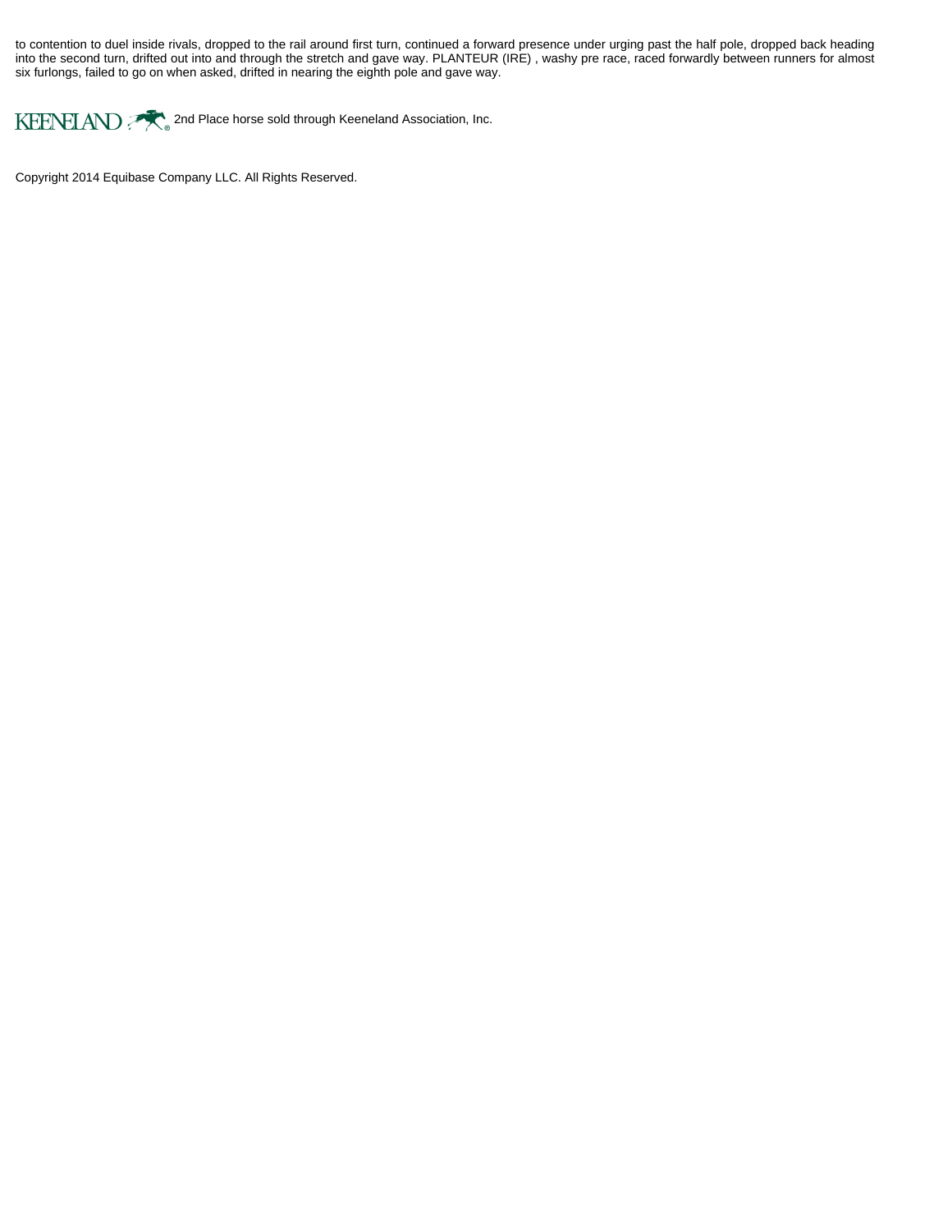to contention to duel inside rivals, dropped to the rail around first turn, continued a forward presence under urging past the half pole, dropped back heading into the second turn, drifted out into and through the stretch and gave way. PLANTEUR (IRE) , washy pre race, raced forwardly between runners for almost six furlongs, failed to go on when asked, drifted in nearing the eighth pole and gave way.

KEENELAND 2nd Place horse sold through Keeneland Association, Inc.

Copyright 2014 Equibase Company LLC. All Rights Reserved.